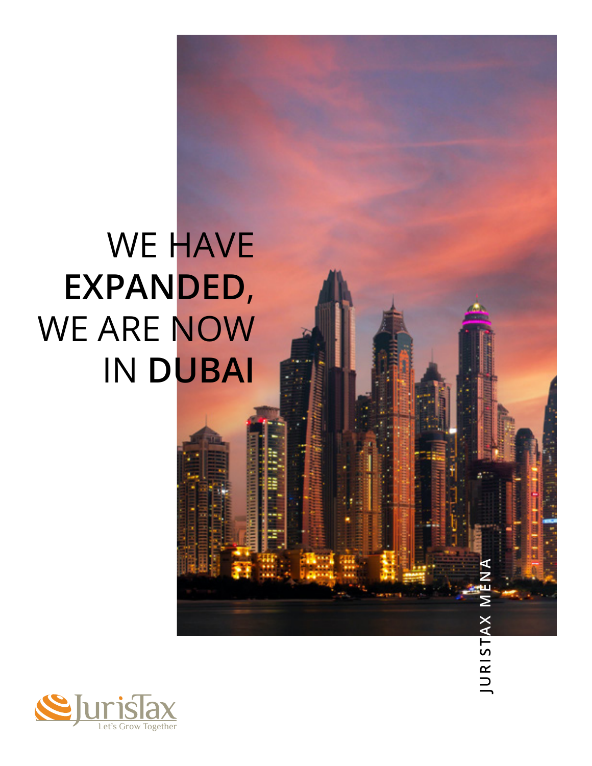# WE HAVE **EXPANDED,** WE ARE NOW IN **DUBAI**

JURISTAX MENA

JurisTax
Let's Grow Together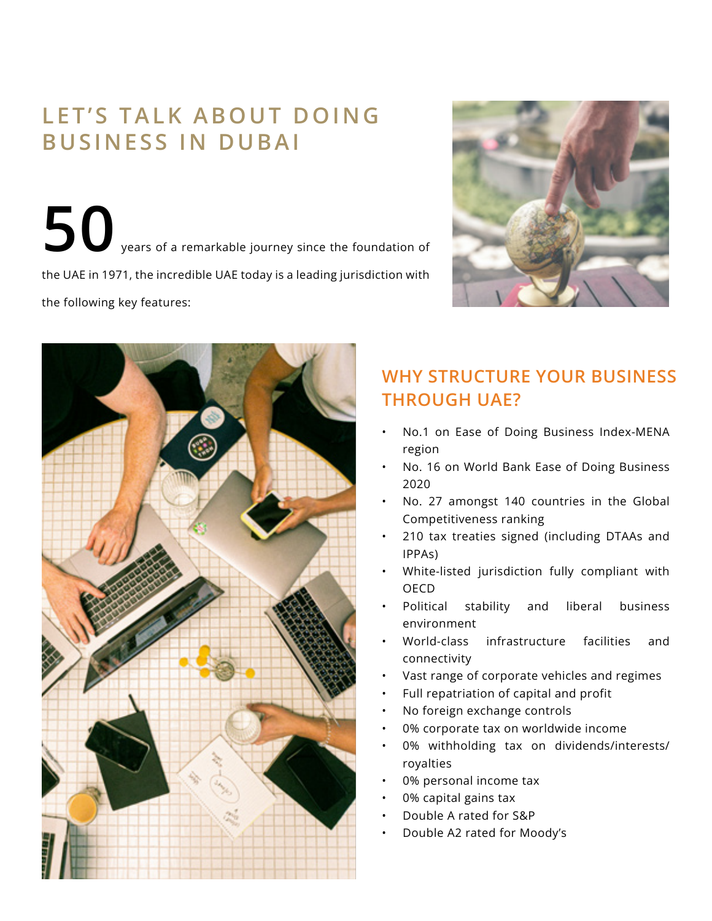# LET'S TALK ABOUT DOING BUSINESS IN DUBAI

**50** years of a remarkable journey since the foundation of the UAE in 1971, the incredible UAE today is a leading jurisdiction with the following key features:

## WHY STRUCTURE YOUR BUSINESS THROUGH UAE?

- No.1 on Ease of Doing Business Index-MENA region
- No. 16 on World Bank Ease of Doing Business 2020
- No. 27 amongst 140 countries in the Global Competitiveness ranking
- 210 tax treaties signed (including DTAAs and IPPAs)
- White-listed jurisdiction fully compliant with OECD
- Political stability and liberal business environment
- World-class infrastructure facilities and connectivity
- Vast range of corporate vehicles and regimes
- Full repatriation of capital and profit
- No foreign exchange controls
- 0% corporate tax on worldwide income
- 0% withholding tax on dividends/interests/royalties
- 0% personal income tax
- 0% capital gains tax
- Double A rated for S&P
- Double A2 rated for Moody's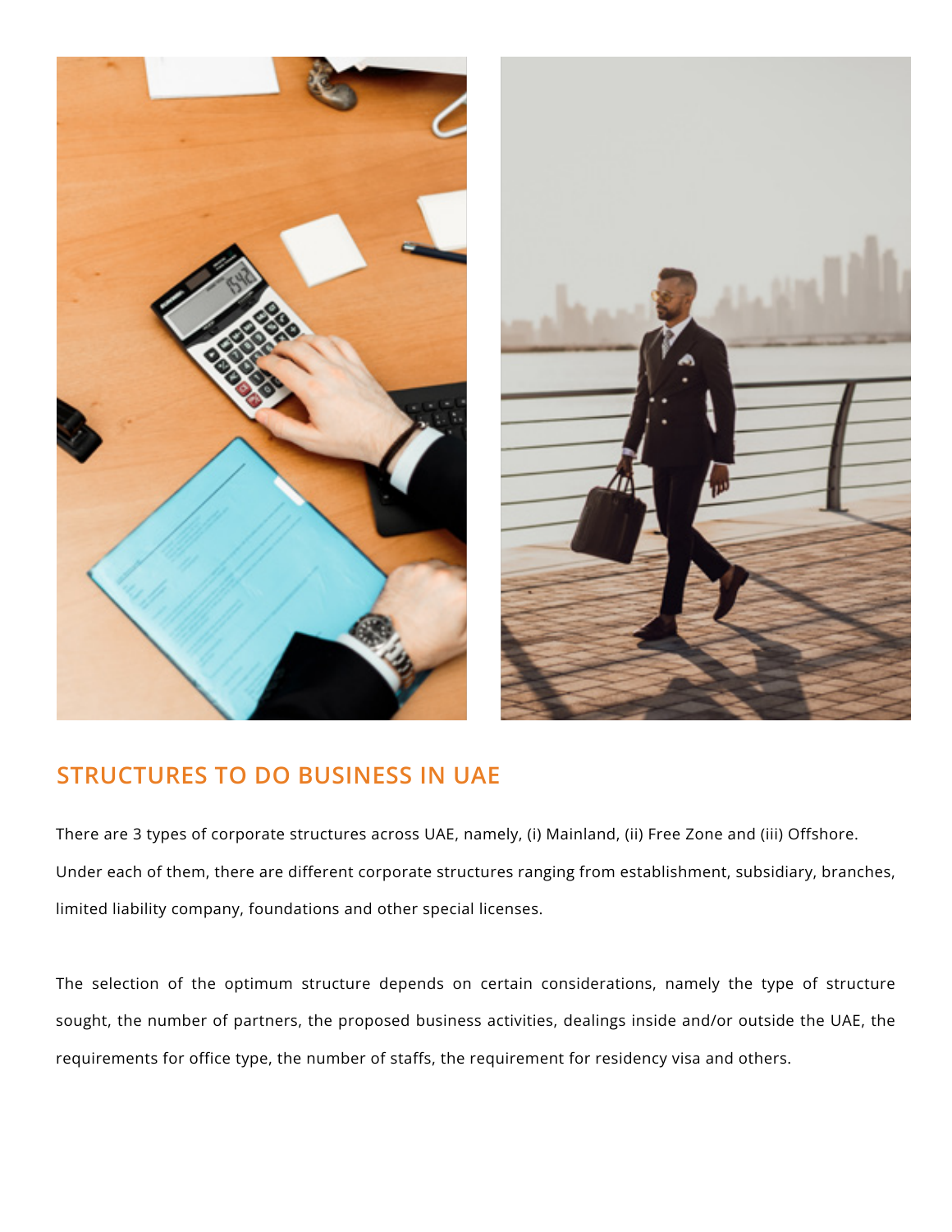## STRUCTURES TO DO BUSINESS IN UAE

There are 3 types of corporate structures across UAE, namely, (i) Mainland, (ii) Free Zone and (iii) Offshore. Under each of them, there are different corporate structures ranging from establishment, subsidiary, branches, limited liability company, foundations and other special licenses.

The selection of the optimum structure depends on certain considerations, namely the type of structure sought, the number of partners, the proposed business activities, dealings inside and/or outside the UAE, the requirements for office type, the number of staffs, the requirement for residency visa and others.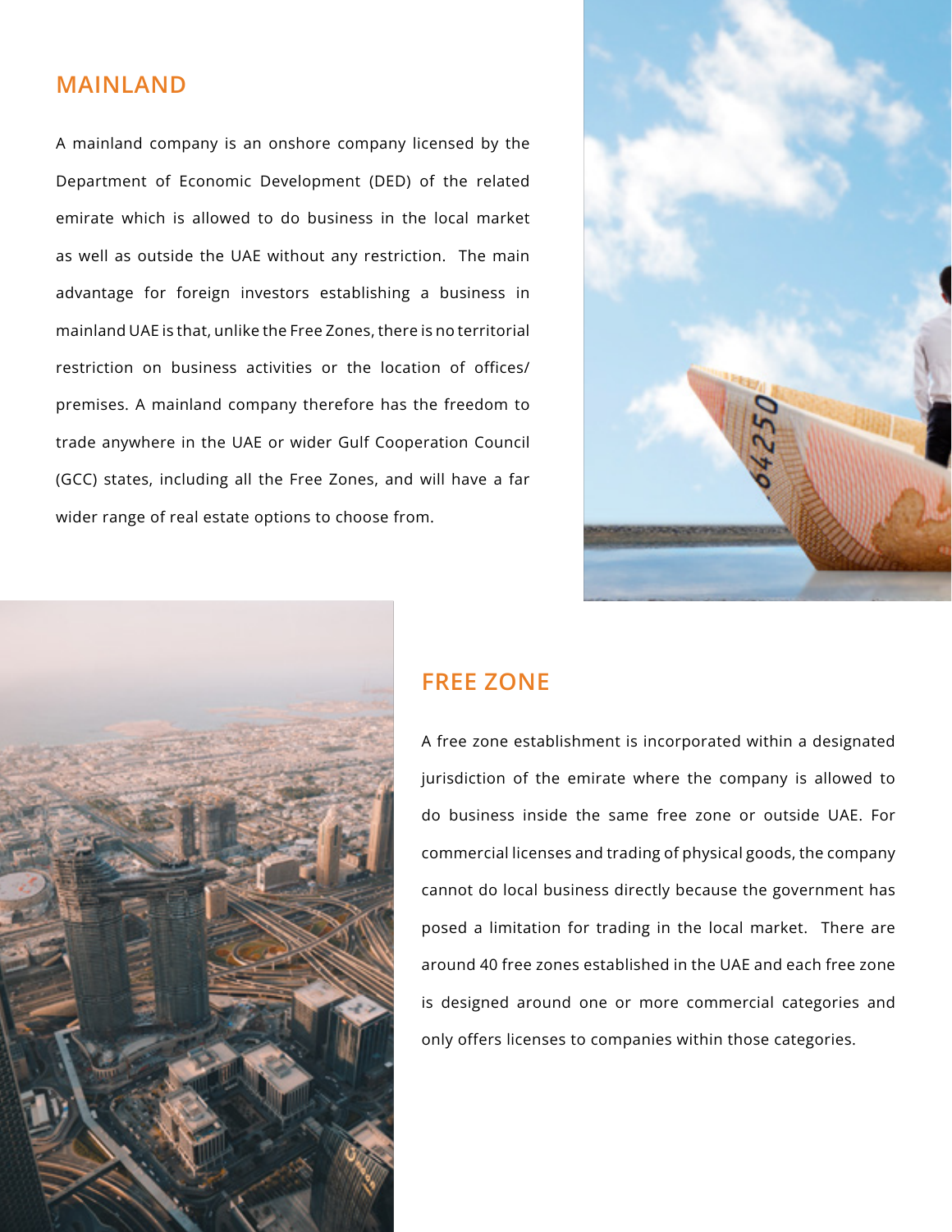## MAINLAND

A mainland company is an onshore company licensed by the Department of Economic Development (DED) of the related emirate which is allowed to do business in the local market as well as outside the UAE without any restriction. The main advantage for foreign investors establishing a business in mainland UAE is that, unlike the Free Zones, there is no territorial restriction on business activities or the location of offices/ premises. A mainland company therefore has the freedom to trade anywhere in the UAE or wider Gulf Cooperation Council (GCC) states, including all the Free Zones, and will have a far wider range of real estate options to choose from.

## FREE ZONE

A free zone establishment is incorporated within a designated jurisdiction of the emirate where the company is allowed to do business inside the same free zone or outside UAE. For commercial licenses and trading of physical goods, the company cannot do local business directly because the government has posed a limitation for trading in the local market. There are around 40 free zones established in the UAE and each free zone is designed around one or more commercial categories and only offers licenses to companies within those categories.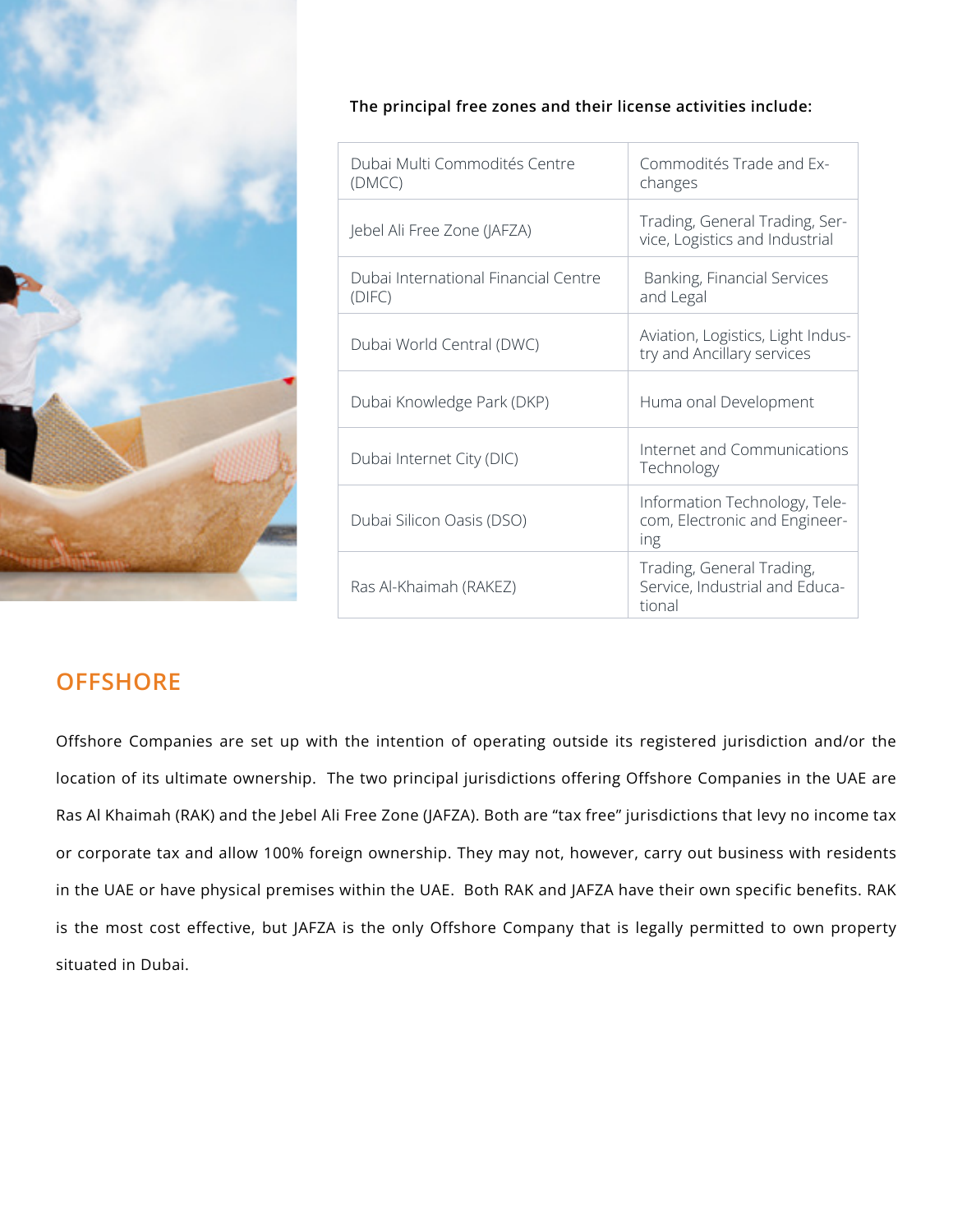**The principal free zones and their license activities include:**

| Dubai Multi Commodités Centre (DMCC) | Commodités Trade and Exchanges |
|---|---|
| Jebel Ali Free Zone (JAFZA) | Trading, General Trading, Service, Logistics and Industrial |
| Dubai International Financial Centre (DIFC) | Banking, Financial Services and Legal |
| Dubai World Central (DWC) | Aviation, Logistics, Light Industry and Ancillary services |
| Dubai Knowledge Park (DKP) | Huma onal Development |
| Dubai Internet City (DIC) | Internet and Communications Technology |
| Dubai Silicon Oasis (DSO) | Information Technology, Telecom, Electronic and Engineering |
| Ras Al-Khaimah (RAKEZ) | Trading, General Trading, Service, Industrial and Educational |

## OFFSHORE

Offshore Companies are set up with the intention of operating outside its registered jurisdiction and/or the location of its ultimate ownership. The two principal jurisdictions offering Offshore Companies in the UAE are Ras Al Khaimah (RAK) and the Jebel Ali Free Zone (JAFZA). Both are "tax free" jurisdictions that levy no income tax or corporate tax and allow 100% foreign ownership. They may not, however, carry out business with residents in the UAE or have physical premises within the UAE. Both RAK and JAFZA have their own specific benefits. RAK is the most cost effective, but JAFZA is the only Offshore Company that is legally permitted to own property situated in Dubai.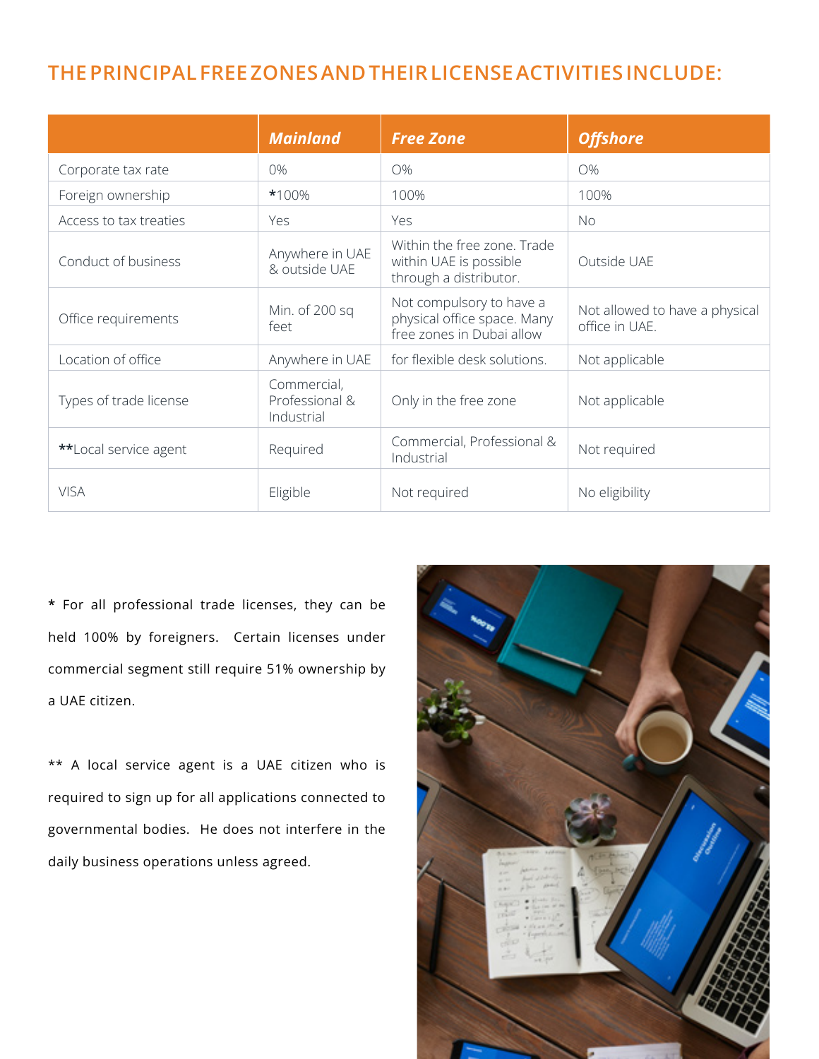## THE PRINCIPAL FREE ZONES AND THEIR LICENSE ACTIVITIES INCLUDE:

| | ***Mainland*** | ***Free Zone*** | ***Offshore*** |
|---|---|---|---|
| Corporate tax rate | 0% | 0% | 0% |
| Foreign ownership | *100% | 100% | 100% |
| Access to tax treaties | Yes | Yes | No |
| Conduct of business | Anywhere in UAE & outside UAE | Within the free zone. Trade within UAE is possible through a distributor. | Outside UAE |
| Office requirements | Min. of 200 sq feet | Not compulsory to have a physical office space. Many free zones in Dubai allow | Not allowed to have a physical office in UAE. |
| Location of office | Anywhere in UAE | for flexible desk solutions. | Not applicable |
| Types of trade license | Commercial, Professional & Industrial | Only in the free zone | Not applicable |
| **Local service agent | Required | Commercial, Professional & Industrial | Not required |
| VISA | Eligible | Not required | No eligibility |

* For all professional trade licenses, they can be held 100% by foreigners. Certain licenses under commercial segment still require 51% ownership by a UAE citizen.

** A local service agent is a UAE citizen who is required to sign up for all applications connected to governmental bodies. He does not interfere in the daily business operations unless agreed.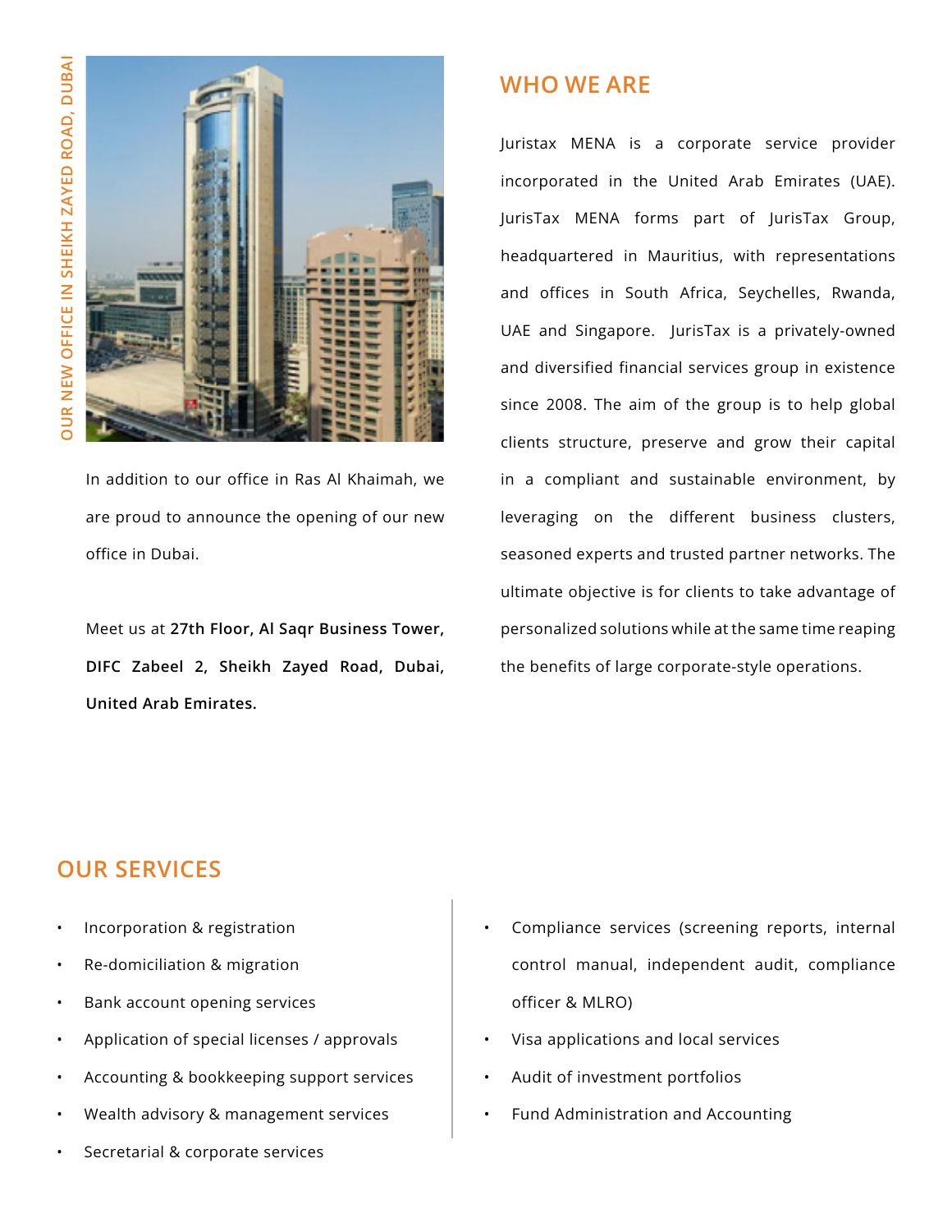OUR NEW OFFICE IN SHEIKH ZAYED ROAD, DUBAI

In addition to our office in Ras Al Khaimah, we are proud to announce the opening of our new office in Dubai.

Meet us at **27th Floor, Al Saqr Business Tower, DIFC Zabeel 2, Sheikh Zayed Road, Dubai, United Arab Emirates.**

## WHO WE ARE

Juristax MENA is a corporate service provider incorporated in the United Arab Emirates (UAE). JurisTax MENA forms part of JurisTax Group, headquartered in Mauritius, with representations and offices in South Africa, Seychelles, Rwanda, UAE and Singapore. JurisTax is a privately-owned and diversified financial services group in existence since 2008. The aim of the group is to help global clients structure, preserve and grow their capital in a compliant and sustainable environment, by leveraging on the different business clusters, seasoned experts and trusted partner networks. The ultimate objective is for clients to take advantage of personalized solutions while at the same time reaping the benefits of large corporate-style operations.

## OUR SERVICES

- Incorporation & registration
- Re-domiciliation & migration
- Bank account opening services
- Application of special licenses / approvals
- Accounting & bookkeeping support services
- Wealth advisory & management services
- Secretarial & corporate services
- Compliance services (screening reports, internal control manual, independent audit, compliance officer & MLRO)
- Visa applications and local services
- Audit of investment portfolios
- Fund Administration and Accounting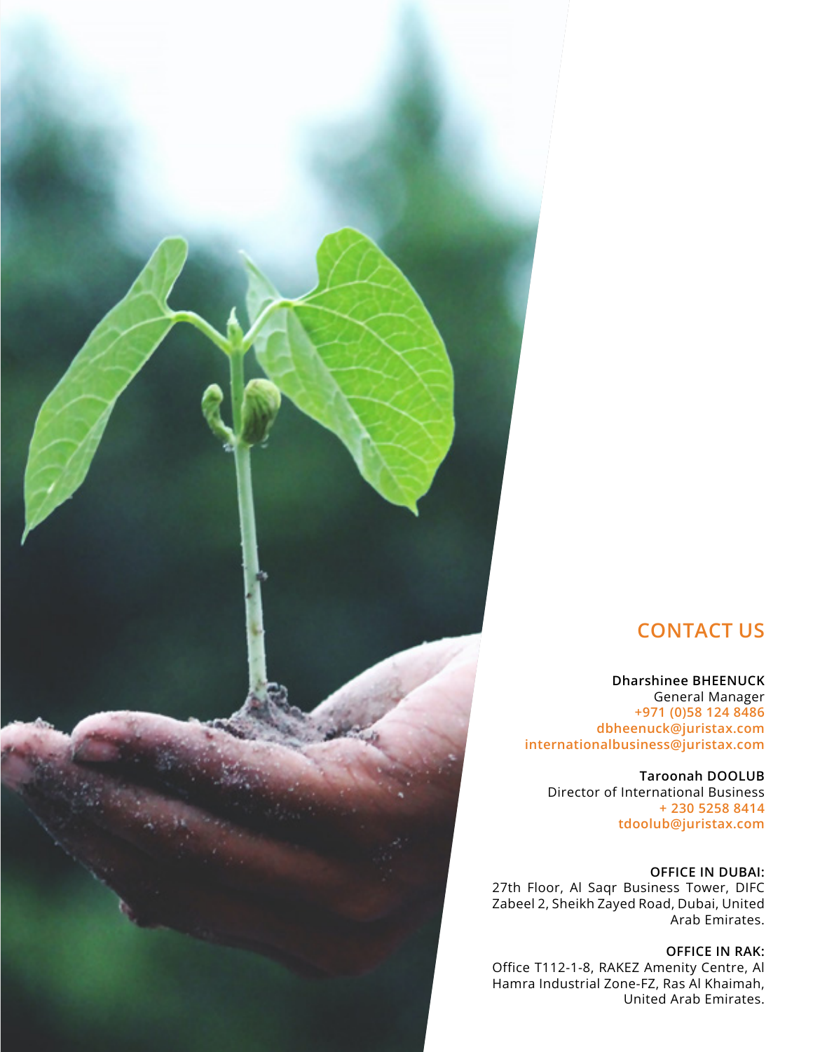## CONTACT US

**Dharshinee BHEENUCK**
General Manager
**+971 (0)58 124 8486**
**dbheenuck@juristax.com**
**internationalbusiness@juristax.com**

**Taroonah DOOLUB**
Director of International Business
**+ 230 5258 8414**
**tdoolub@juristax.com**

**OFFICE IN DUBAI:**
27th Floor, Al Saqr Business Tower, DIFC Zabeel 2, Sheikh Zayed Road, Dubai, United Arab Emirates.

**OFFICE IN RAK:**
Office T112-1-8, RAKEZ Amenity Centre, Al Hamra Industrial Zone-FZ, Ras Al Khaimah, United Arab Emirates.